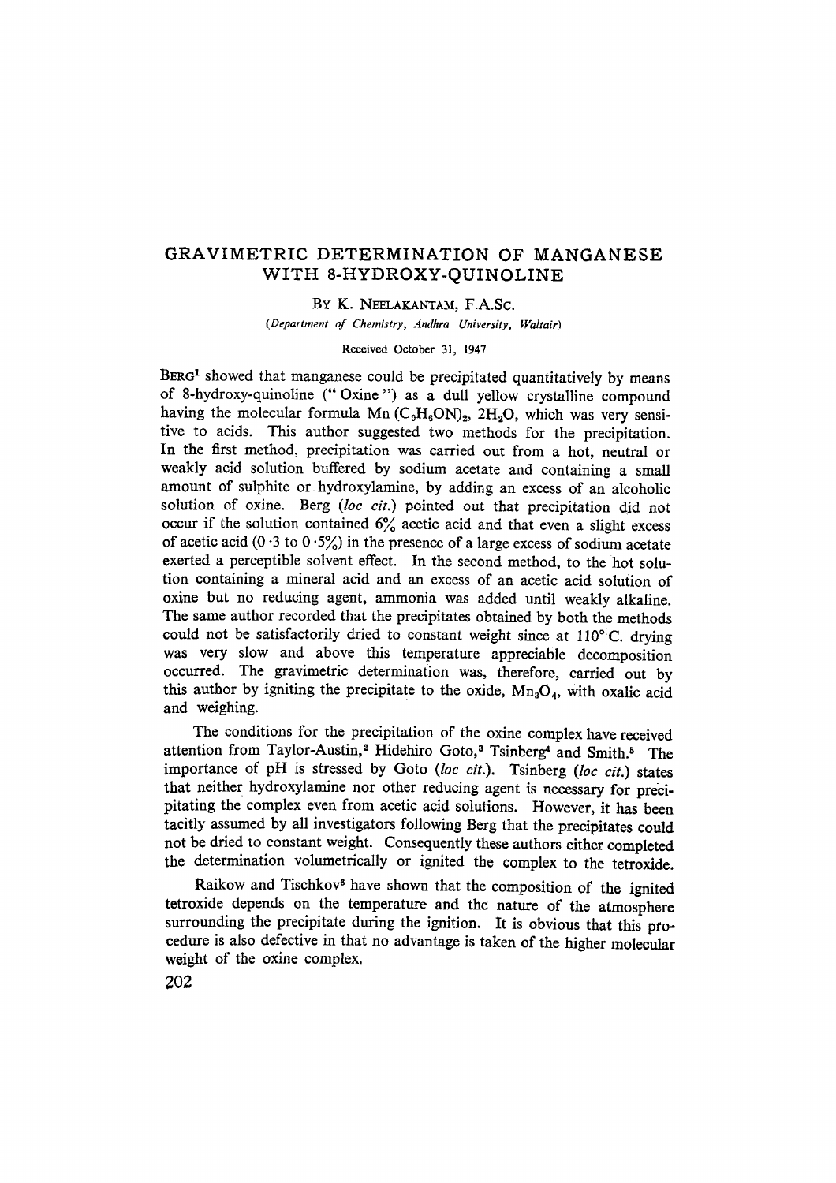# GRAVIMETRIC DETERMINATION OF MANGANESE WITH 8-HYDROXY-QUINOLINE

BY K. NEELAKANTAM, F.A.Sc.

*(Department of Chemistry, Andhra University, Waltair)*

Received October 31, 1947

BERG[1] showed that manganese could be precipitated quantitatively by means of 8-hydroxy-quinoline ("Oxine") as a dull yellow crystalline compound having the molecular formula $Mn(C_9H_6ON)_2, 2H_2O$, which was very sensitive to acids. This author suggested two methods for the precipitation. In the first method, precipitation was carried out from a hot, neutral or weakly acid solution buffered by sodium acetate and containing a small amount of sulphite or hydroxylamine, by adding an excess of an alcoholic solution of oxine. Berg (*loc cit.*) pointed out that precipitation did not occur if the solution contained 6% acetic acid and that even a slight excess of acetic acid (0·3 to 0·5%) in the presence of a large excess of sodium acetate exerted a perceptible solvent effect. In the second method, to the hot solution containing a mineral acid and an excess of an acetic acid solution of oxine but no reducing agent, ammonia was added until weakly alkaline. The same author recorded that the precipitates obtained by both the methods could not be satisfactorily dried to constant weight since at 110° C. drying was very slow and above this temperature appreciable decomposition occurred. The gravimetric determination was, therefore, carried out by this author by igniting the precipitate to the oxide, $Mn_3O_4$, with oxalic acid and weighing.

The conditions for the precipitation of the oxine complex have received attention from Taylor-Austin,[2] Hidehiro Goto,[3] Tsinberg[4] and Smith.[5] The importance of pH is stressed by Goto (*loc cit.*). Tsinberg (*loc cit.*) states that neither hydroxylamine nor other reducing agent is necessary for precipitating the complex even from acetic acid solutions. However, it has been tacitly assumed by all investigators following Berg that the precipitates could not be dried to constant weight. Consequently these authors either completed the determination volumetrically or ignited the complex to the tetroxide.

Raikow and Tischkov[6] have shown that the composition of the ignited tetroxide depends on the temperature and the nature of the atmosphere surrounding the precipitate during the ignition. It is obvious that this procedure is also defective in that no advantage is taken of the higher molecular weight of the oxine complex.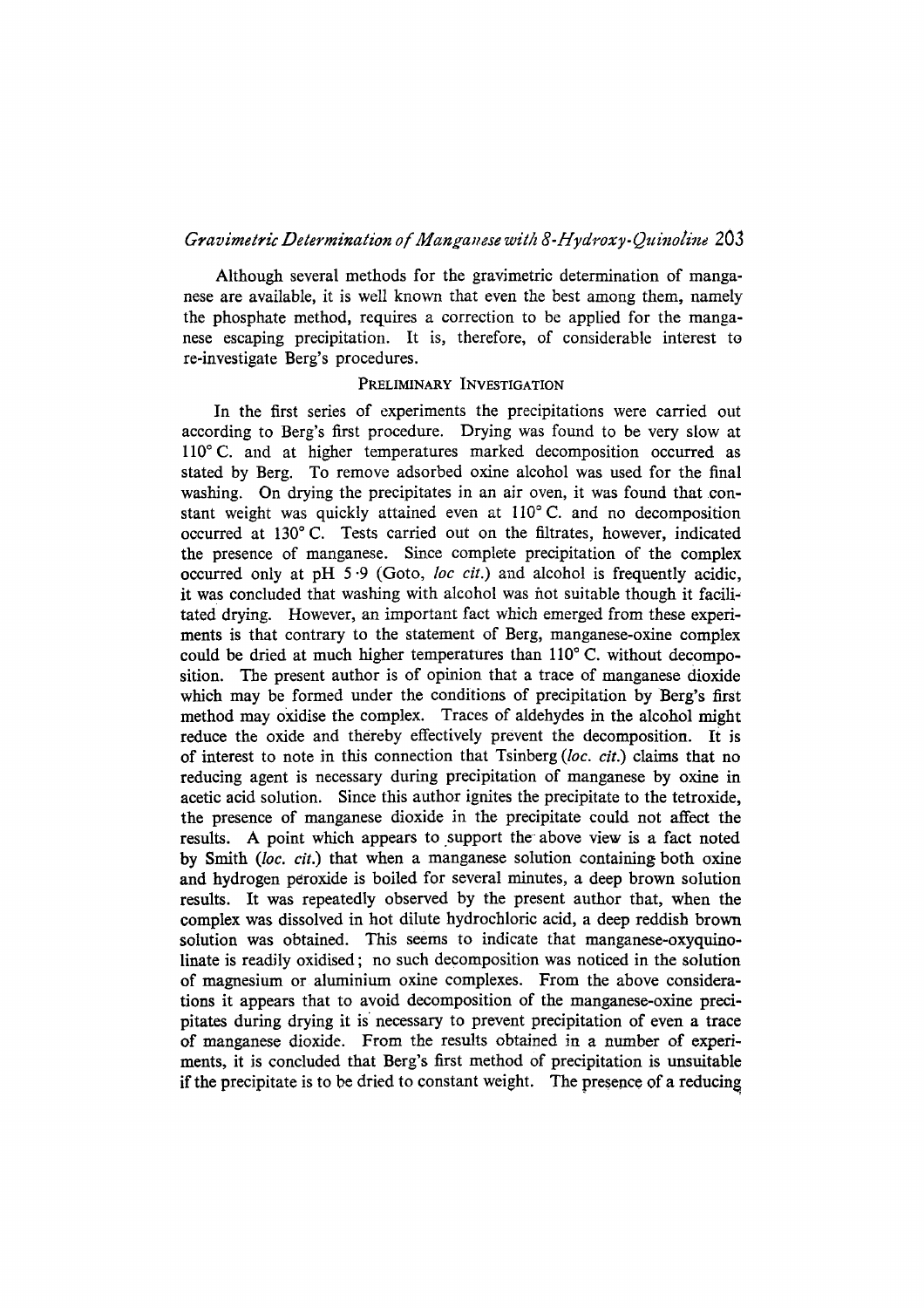Although several methods for the gravimetric determination of manganese are available, it is well known that even the best among them, namely the phosphate method, requires a correction to be applied for the manganese escaping precipitation. It is, therefore, of considerable interest to re-investigate Berg's procedures.

## PRELIMINARY INVESTIGATION

In the first series of experiments the precipitations were carried out according to Berg's first procedure. Drying was found to be very slow at 110° C. and at higher temperatures marked decomposition occurred as stated by Berg. To remove adsorbed oxine alcohol was used for the final washing. On drying the precipitates in an air oven, it was found that constant weight was quickly attained even at 110° C. and no decomposition occurred at 130° C. Tests carried out on the filtrates, however, indicated the presence of manganese. Since complete precipitation of the complex occurred only at pH 5·9 (Goto, *loc cit.*) and alcohol is frequently acidic, it was concluded that washing with alcohol was not suitable though it facilitated drying. However, an important fact which emerged from these experiments is that contrary to the statement of Berg, manganese-oxine complex could be dried at much higher temperatures than 110° C. without decomposition. The present author is of opinion that a trace of manganese dioxide which may be formed under the conditions of precipitation by Berg's first method may oxidise the complex. Traces of aldehydes in the alcohol might reduce the oxide and thereby effectively prevent the decomposition. It is of interest to note in this connection that Tsinberg (*loc. cit.*) claims that no reducing agent is necessary during precipitation of manganese by oxine in acetic acid solution. Since this author ignites the precipitate to the tetroxide, the presence of manganese dioxide in the precipitate could not affect the results. A point which appears to support the above view is a fact noted by Smith (*loc. cit.*) that when a manganese solution containing both oxine and hydrogen peroxide is boiled for several minutes, a deep brown solution results. It was repeatedly observed by the present author that, when the complex was dissolved in hot dilute hydrochloric acid, a deep reddish brown solution was obtained. This seems to indicate that manganese-oxyquinolinate is readily oxidised; no such decomposition was noticed in the solution of magnesium or aluminium oxine complexes. From the above considerations it appears that to avoid decomposition of the manganese-oxine precipitates during drying it is necessary to prevent precipitation of even a trace of manganese dioxide. From the results obtained in a number of experiments, it is concluded that Berg's first method of precipitation is unsuitable if the precipitate is to be dried to constant weight. The presence of a reducing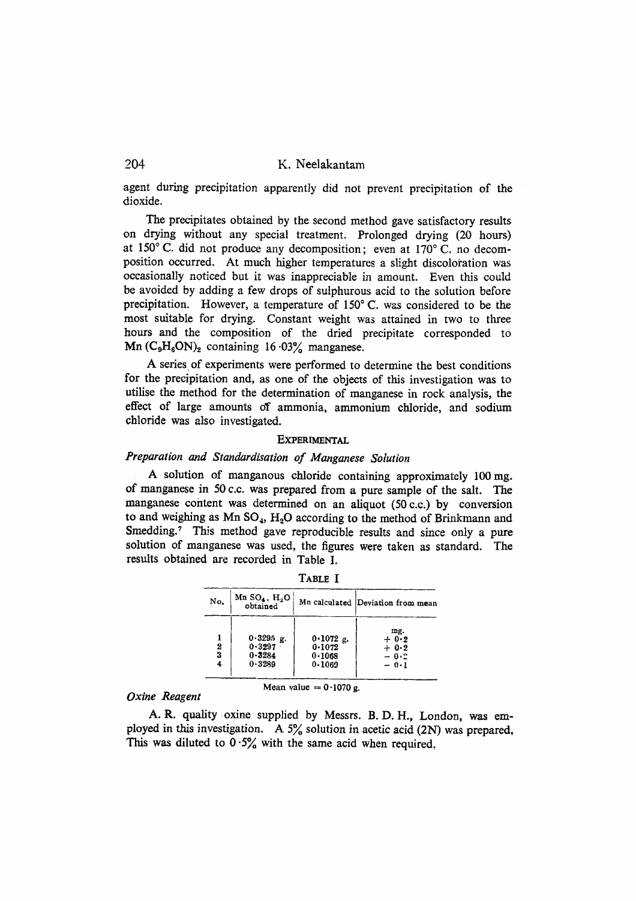agent during precipitation apparently did not prevent precipitation of the dioxide.

The precipitates obtained by the second method gave satisfactory results on drying without any special treatment. Prolonged drying (20 hours) at 150° C. did not produce any decomposition; even at 170° C. no decomposition occurred. At much higher temperatures a slight discoloration was occasionally noticed but it was inappreciable in amount. Even this could be avoided by adding a few drops of sulphurous acid to the solution before precipitation. However, a temperature of 150° C. was considered to be the most suitable for drying. Constant weight was attained in two to three hours and the composition of the dried precipitate corresponded to $Mn(C_9H_6ON)_2$ containing 16·03% manganese.

A series of experiments were performed to determine the best conditions for the precipitation and, as one of the objects of this investigation was to utilise the method for the determination of manganese in rock analysis, the effect of large amounts of ammonia, ammonium chloride, and sodium chloride was also investigated.

## EXPERIMENTAL

### *Preparation and Standardisation of Manganese Solution*

A solution of manganous chloride containing approximately 100 mg. of manganese in 50 c.c. was prepared from a pure sample of the salt. The manganese content was determined on an aliquot (50 c.c.) by conversion to and weighing as $MnSO_4, H_2O$ according to the method of Brinkmann and Smedding.[7] This method gave reproducible results and since only a pure solution of manganese was used, the figures were taken as standard. The results obtained are recorded in Table I.

TABLE I

| No. | $MnSO_4, H_2O$ obtained | Mn calculated | Deviation from mean |
|---|---|---|---|
| | | | mg. |
| 1 | 0·3295 g. | 0·1072 g. | + 0·2 |
| 2 | 0·3297 | 0·1072 | + 0·2 |
| 3 | 0·3284 | 0·1068 | − 0·2 |
| 4 | 0·3289 | 0·1069 | − 0·1 |

Mean value = 0·1070 g.

### *Oxine Reagent*

A. R. quality oxine supplied by Messrs. B. D. H., London, was employed in this investigation. A 5% solution in acetic acid (2N) was prepared. This was diluted to 0·5% with the same acid when required.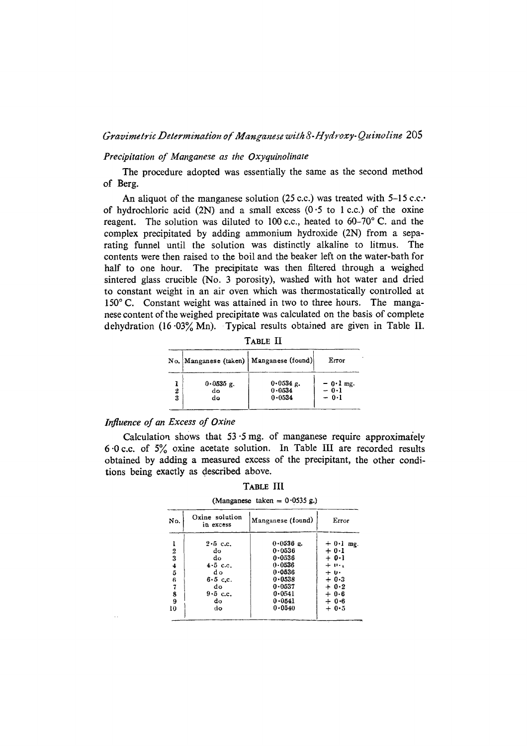### *Precipitation of Manganese as the Oxyquinolinate*

The procedure adopted was essentially the same as the second method of Berg.

An aliquot of the manganese solution (25 c.c.) was treated with 5–15 c.c. of hydrochloric acid (2N) and a small excess (0·5 to 1 c.c.) of the oxine reagent. The solution was diluted to 100 c.c., heated to 60–70° C. and the complex precipitated by adding ammonium hydroxide (2N) from a separating funnel until the solution was distinctly alkaline to litmus. The contents were then raised to the boil and the beaker left on the water-bath for half to one hour. The precipitate was then filtered through a weighed sintered glass crucible (No. 3 porosity), washed with hot water and dried to constant weight in an air oven which was thermostatically controlled at 150° C. Constant weight was attained in two to three hours. The manganese content of the weighed precipitate was calculated on the basis of complete dehydration (16·03% Mn). Typical results obtained are given in Table II.

TABLE II

| No. | Manganese (taken) | Manganese (found) | Error |
|---|---|---|---|
| 1 | 0·0535 g. | 0·0534 g. | − 0·1 mg. |
| 2 | do | 0·0534 | − 0·1 |
| 3 | do | 0·0534 | − 0·1 |

### *Influence of an Excess of Oxine*

Calculation shows that 53·5 mg. of manganese require approximately 6·0 c.c. of 5% oxine acetate solution. In Table III are recorded results obtained by adding a measured excess of the precipitant, the other conditions being exactly as described above.

TABLE III

(Manganese taken = 0·0535 g.)

| No. | Oxine solution in excess | Manganese (found) | Error |
|---|---|---|---|
| 1 | 2·5 c.c. | 0·0536 g. | + 0·1 mg. |
| 2 | do | 0·0536 | + 0·1 |
| 3 | do | 0·0536 | + 0·1 |
| 4 | 4·5 c.c. | 0·0536 | + 0·1 |
| 5 | do | 0·0536 | + 0· |
| 6 | 6·5 c.c. | 0·0538 | + 0·3 |
| 7 | do | 0·0537 | + 0·2 |
| 8 | 9·5 c.c. | 0·0541 | + 0·6 |
| 9 | do | 0·0541 | + 0·6 |
| 10 | do | 0·0540 | + 0·5 |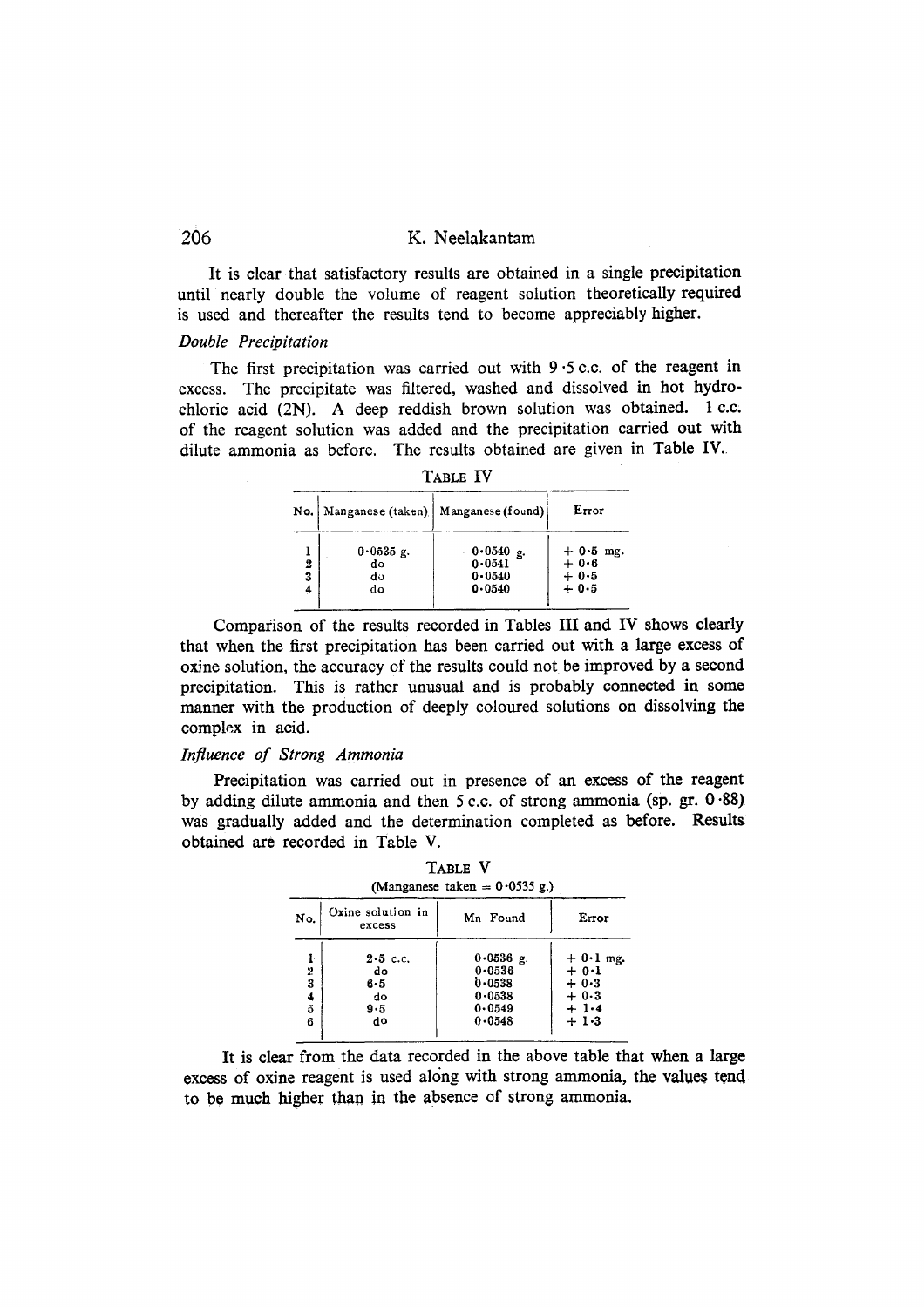It is clear that satisfactory results are obtained in a single precipitation until nearly double the volume of reagent solution theoretically required is used and thereafter the results tend to become appreciably higher.

*Double Precipitation*

The first precipitation was carried out with 9·5 c.c. of the reagent in excess. The precipitate was filtered, washed and dissolved in hot hydrochloric acid (2N). A deep reddish brown solution was obtained. 1 c.c. of the reagent solution was added and the precipitation carried out with dilute ammonia as before. The results obtained are given in Table IV.

TABLE IV

| No. | Manganese (taken) | Manganese (found) | Error |
|---|---|---|---|
| 1 | 0·0535 g. | 0·0540 g. | + 0·5 mg. |
| 2 | do | 0·0541 | + 0·6 |
| 3 | do | 0·0540 | + 0·5 |
| 4 | do | 0·0540 | + 0·5 |

Comparison of the results recorded in Tables III and IV shows clearly that when the first precipitation has been carried out with a large excess of oxine solution, the accuracy of the results could not be improved by a second precipitation. This is rather unusual and is probably connected in some manner with the production of deeply coloured solutions on dissolving the complex in acid.

*Influence of Strong Ammonia*

Precipitation was carried out in presence of an excess of the reagent by adding dilute ammonia and then 5 c.c. of strong ammonia (sp. gr. 0·88) was gradually added and the determination completed as before. Results obtained are recorded in Table V.

TABLE V

(Manganese taken = 0·0535 g.)

| No. | Oxine solution in excess | Mn Found | Error |
|---|---|---|---|
| 1 | 2·5 c.c. | 0·0536 g. | + 0·1 mg. |
| 2 | do | 0·0536 | + 0·1 |
| 3 | 6·5 | 0·0538 | + 0·3 |
| 4 | do | 0·0538 | + 0·3 |
| 5 | 9·5 | 0·0549 | + 1·4 |
| 6 | do | 0·0548 | + 1·3 |

It is clear from the data recorded in the above table that when a large excess of oxine reagent is used along with strong ammonia, the values tend to be much higher than in the absence of strong ammonia.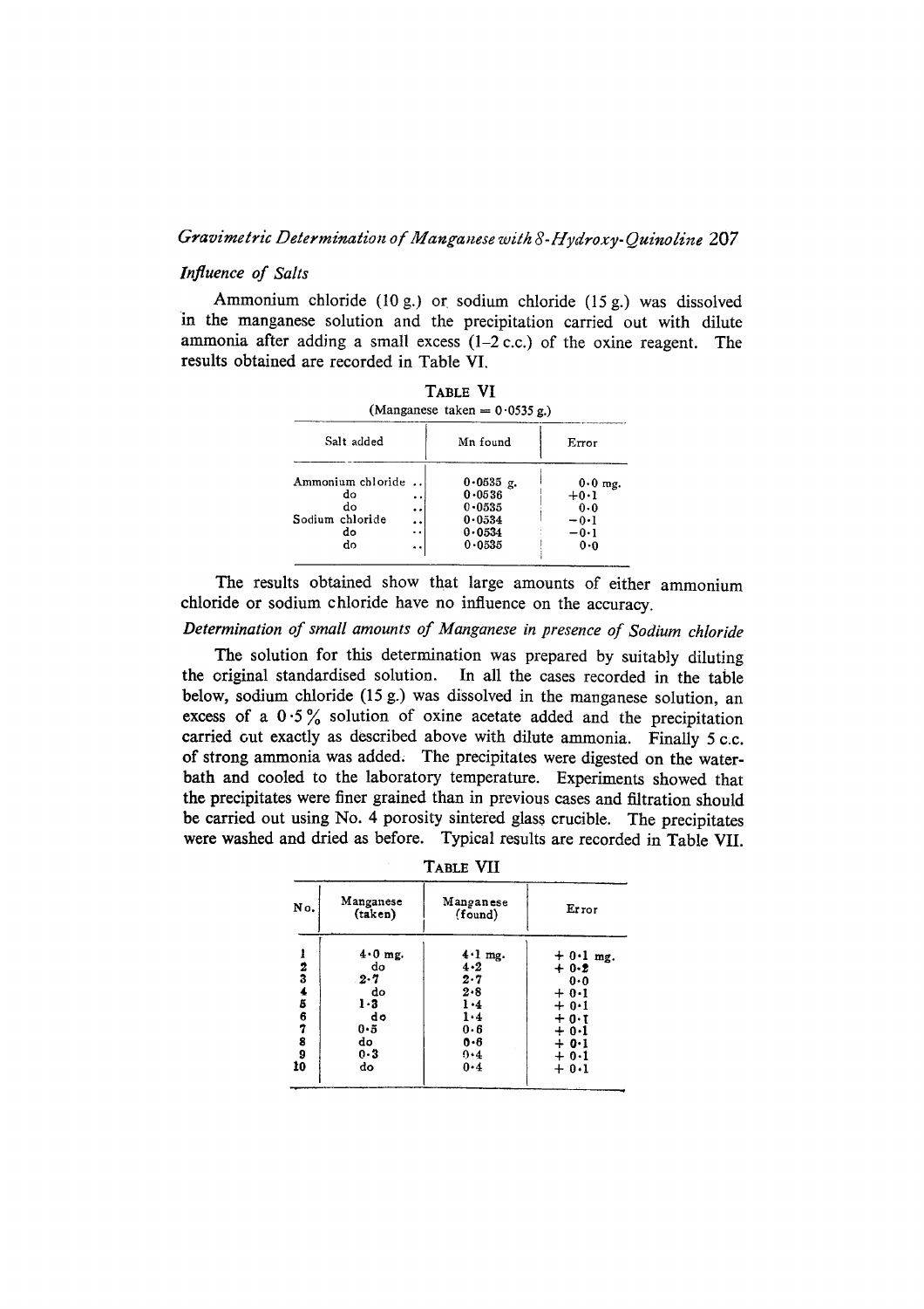### *Influence of Salts*

Ammonium chloride (10 g.) or sodium chloride (15 g.) was dissolved in the manganese solution and the precipitation carried out with dilute ammonia after adding a small excess (1–2 c.c.) of the oxine reagent. The results obtained are recorded in Table VI.

TABLE VI

(Manganese taken = 0·0535 g.)

| Salt added | Mn found | Error |
|---|---|---|
| Ammonium chloride .. | 0·0535 g. | 0·0 mg. |
| do .. | 0·0536 | +0·1 |
| do .. | 0·0535 | 0·0 |
| Sodium chloride .. | 0·0534 | −0·1 |
| do .. | 0·0534 | −0·1 |
| do .. | 0·0535 | 0·0 |

The results obtained show that large amounts of either ammonium chloride or sodium chloride have no influence on the accuracy.

### *Determination of small amounts of Manganese in presence of Sodium chloride*

The solution for this determination was prepared by suitably diluting the original standardised solution. In all the cases recorded in the table below, sodium chloride (15 g.) was dissolved in the manganese solution, an excess of a 0·5% solution of oxine acetate added and the precipitation carried out exactly as described above with dilute ammonia. Finally 5 c.c. of strong ammonia was added. The precipitates were digested on the water-bath and cooled to the laboratory temperature. Experiments showed that the precipitates were finer grained than in previous cases and filtration should be carried out using No. 4 porosity sintered glass crucible. The precipitates were washed and dried as before. Typical results are recorded in Table VII.

TABLE VII

| No. | Manganese (taken) | Manganese (found) | Error |
|---|---|---|---|
| 1 | 4·0 mg. | 4·1 mg. | + 0·1 mg. |
| 2 | do | 4·2 | + 0·2 |
| 3 | 2·7 | 2·7 | 0·0 |
| 4 | do | 2·8 | + 0·1 |
| 5 | 1·3 | 1·4 | + 0·1 |
| 6 | do | 1·4 | + 0·1 |
| 7 | 0·5 | 0·6 | + 0·1 |
| 8 | do | 0·6 | + 0·1 |
| 9 | 0·3 | 0·4 | + 0·1 |
| 10 | do | 0·4 | + 0·1 |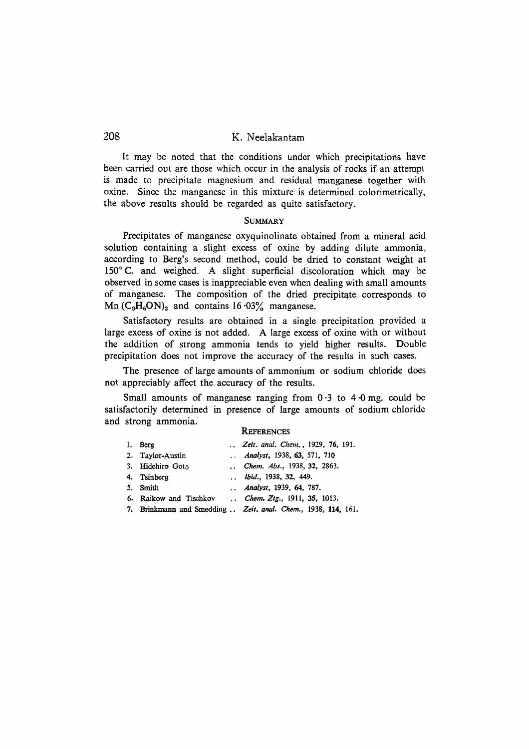It may be noted that the conditions under which precipitations have been carried out are those which occur in the analysis of rocks if an attempt is made to precipitate magnesium and residual manganese together with oxine. Since the manganese in this mixture is determined colorimetrically, the above results should be regarded as quite satisfactory.

## Summary

Precipitates of manganese oxyquinolinate obtained from a mineral acid solution containing a slight excess of oxine by adding dilute ammonia, according to Berg's second method, could be dried to constant weight at 150° C. and weighed. A slight superficial discoloration which may be observed in some cases is inappreciable even when dealing with small amounts of manganese. The composition of the dried precipitate corresponds to $Mn(C_9H_6ON)_2$ and contains 16·03% manganese.

Satisfactory results are obtained in a single precipitation provided a large excess of oxine is not added. A large excess of oxine with or without the addition of strong ammonia tends to yield higher results. Double precipitation does not improve the accuracy of the results in such cases.

The presence of large amounts of ammonium or sodium chloride does not appreciably affect the accuracy of the results.

Small amounts of manganese ranging from 0·3 to 4·0 mg. could be satisfactorily determined in presence of large amounts of sodium chloride and strong ammonia.

## References

1. Berg .. *Zeit. anal. Chem.*, 1929, **76**, 191.
2. Taylor-Austin .. *Analyst*, 1938, **63**, 571, 710
3. Hidehiro Gotô .. *Chem. Abs.*, 1938, **32**, 2863.
4. Tsinberg .. *Ibid.*, 1938, **32**, 449.
5. Smith .. *Analyst*, 1939, **64**, 787.
6. Raikow and Tischkov .. *Chem. Ztg.*, 1911, **35**, 1013.
7. Brinkmann and Smedding .. *Zeit. anal. Chem.*, 1938, **114**, 161.